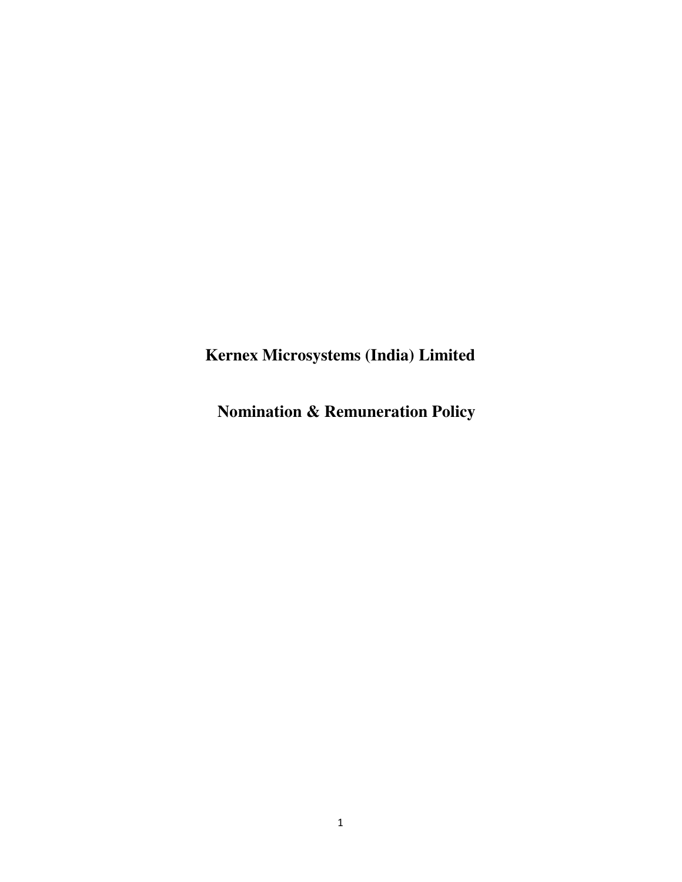# Kernex Microsystems (India) Limited

## Nomination & Remuneration Policy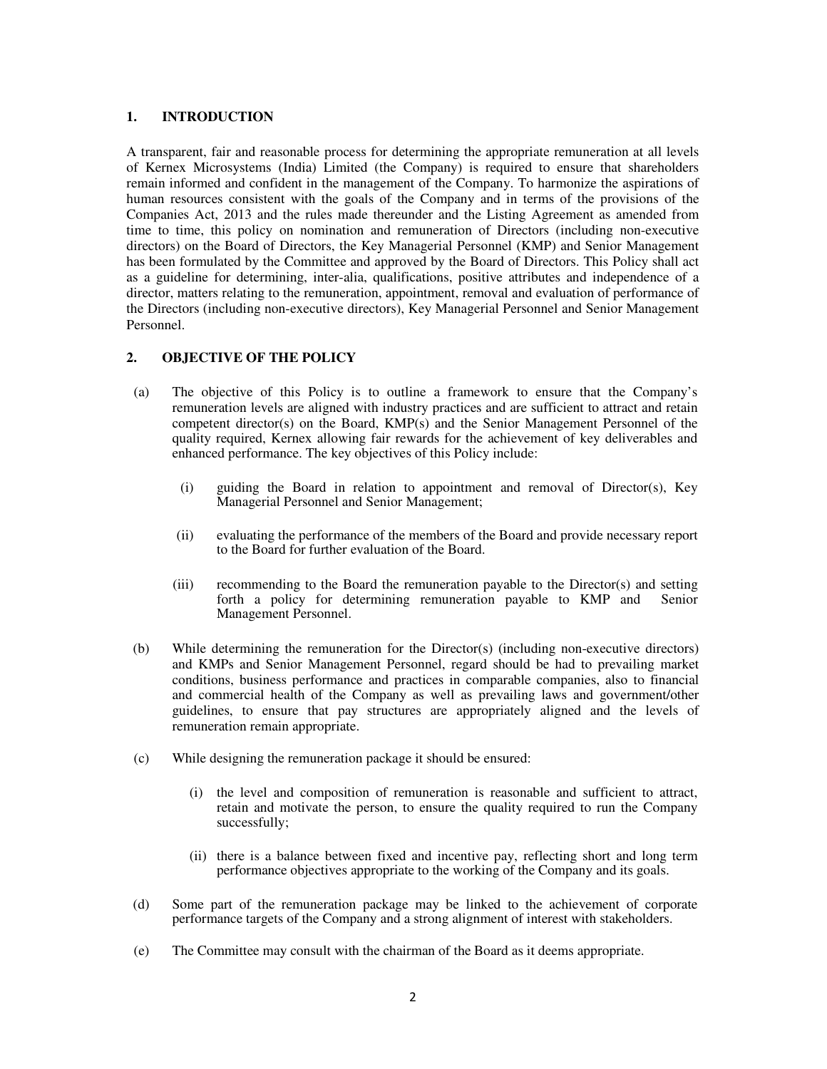## 1. INTRODUCTION

A transparent, fair and reasonable process for determining the appropriate remuneration at all levels of Kernex Microsystems (India) Limited (the Company) is required to ensure that shareholders remain informed and confident in the management of the Company. To harmonize the aspirations of human resources consistent with the goals of the Company and in terms of the provisions of the Companies Act, 2013 and the rules made thereunder and the Listing Agreement as amended from time to time, this policy on nomination and remuneration of Directors (including non-executive directors) on the Board of Directors, the Key Managerial Personnel (KMP) and Senior Management has been formulated by the Committee and approved by the Board of Directors. This Policy shall act as a guideline for determining, inter-alia, qualifications, positive attributes and independence of a director, matters relating to the remuneration, appointment, removal and evaluation of performance of the Directors (including non-executive directors), Key Managerial Personnel and Senior Management Personnel.

## 2. OBJECTIVE OF THE POLICY

(a) The objective of this Policy is to outline a framework to ensure that the Company's remuneration levels are aligned with industry practices and are sufficient to attract and retain competent director(s) on the Board, KMP(s) and the Senior Management Personnel of the quality required, Kernex allowing fair rewards for the achievement of key deliverables and enhanced performance. The key objectives of this Policy include:

   (i) guiding the Board in relation to appointment and removal of Director(s), Key Managerial Personnel and Senior Management;

   (ii) evaluating the performance of the members of the Board and provide necessary report to the Board for further evaluation of the Board.

   (iii) recommending to the Board the remuneration payable to the Director(s) and setting forth a policy for determining remuneration payable to KMP and Senior Management Personnel.

(b) While determining the remuneration for the Director(s) (including non-executive directors) and KMPs and Senior Management Personnel, regard should be had to prevailing market conditions, business performance and practices in comparable companies, also to financial and commercial health of the Company as well as prevailing laws and government/other guidelines, to ensure that pay structures are appropriately aligned and the levels of remuneration remain appropriate.

(c) While designing the remuneration package it should be ensured:

   (i) the level and composition of remuneration is reasonable and sufficient to attract, retain and motivate the person, to ensure the quality required to run the Company successfully;

   (ii) there is a balance between fixed and incentive pay, reflecting short and long term performance objectives appropriate to the working of the Company and its goals.

(d) Some part of the remuneration package may be linked to the achievement of corporate performance targets of the Company and a strong alignment of interest with stakeholders.

(e) The Committee may consult with the chairman of the Board as it deems appropriate.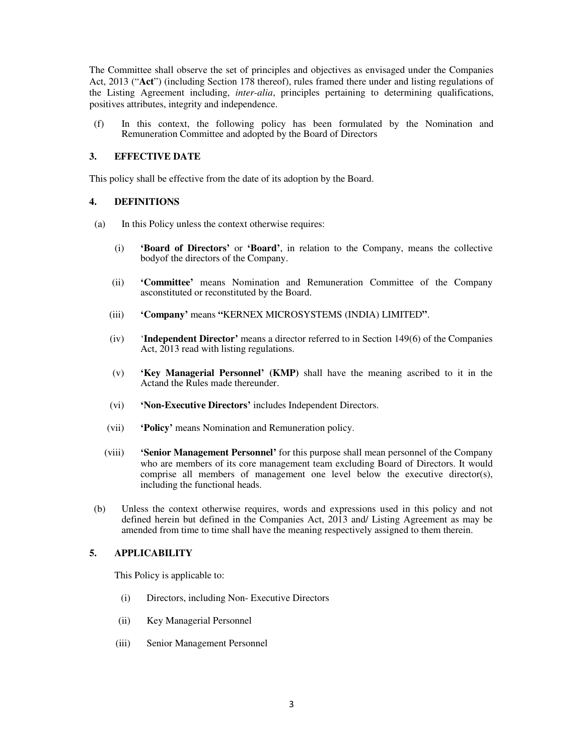The Committee shall observe the set of principles and objectives as envisaged under the Companies Act, 2013 ("**Act**") (including Section 178 thereof), rules framed there under and listing regulations of the Listing Agreement including, *inter-alia*, principles pertaining to determining qualifications, positives attributes, integrity and independence.

(f) In this context, the following policy has been formulated by the Nomination and Remuneration Committee and adopted by the Board of Directors

## 3. EFFECTIVE DATE

This policy shall be effective from the date of its adoption by the Board.

## 4. DEFINITIONS

(a) In this Policy unless the context otherwise requires:

(i) **'Board of Directors'** or **'Board'**, in relation to the Company, means the collective bodyof the directors of the Company.

(ii) **'Committee'** means Nomination and Remuneration Committee of the Company asconstituted or reconstituted by the Board.

(iii) **'Company'** means **"**KERNEX MICROSYSTEMS (INDIA) LIMITED**"**.

(iv) '**Independent Director'** means a director referred to in Section 149(6) of the Companies Act, 2013 read with listing regulations.

(v) **'Key Managerial Personnel' (KMP)** shall have the meaning ascribed to it in the Actand the Rules made thereunder.

(vi) **'Non-Executive Directors'** includes Independent Directors.

(vii) **'Policy'** means Nomination and Remuneration policy.

(viii) **'Senior Management Personnel'** for this purpose shall mean personnel of the Company who are members of its core management team excluding Board of Directors. It would comprise all members of management one level below the executive director(s), including the functional heads.

(b) Unless the context otherwise requires, words and expressions used in this policy and not defined herein but defined in the Companies Act, 2013 and/ Listing Agreement as may be amended from time to time shall have the meaning respectively assigned to them therein.

## 5. APPLICABILITY

This Policy is applicable to:

(i) Directors, including Non- Executive Directors

(ii) Key Managerial Personnel

(iii) Senior Management Personnel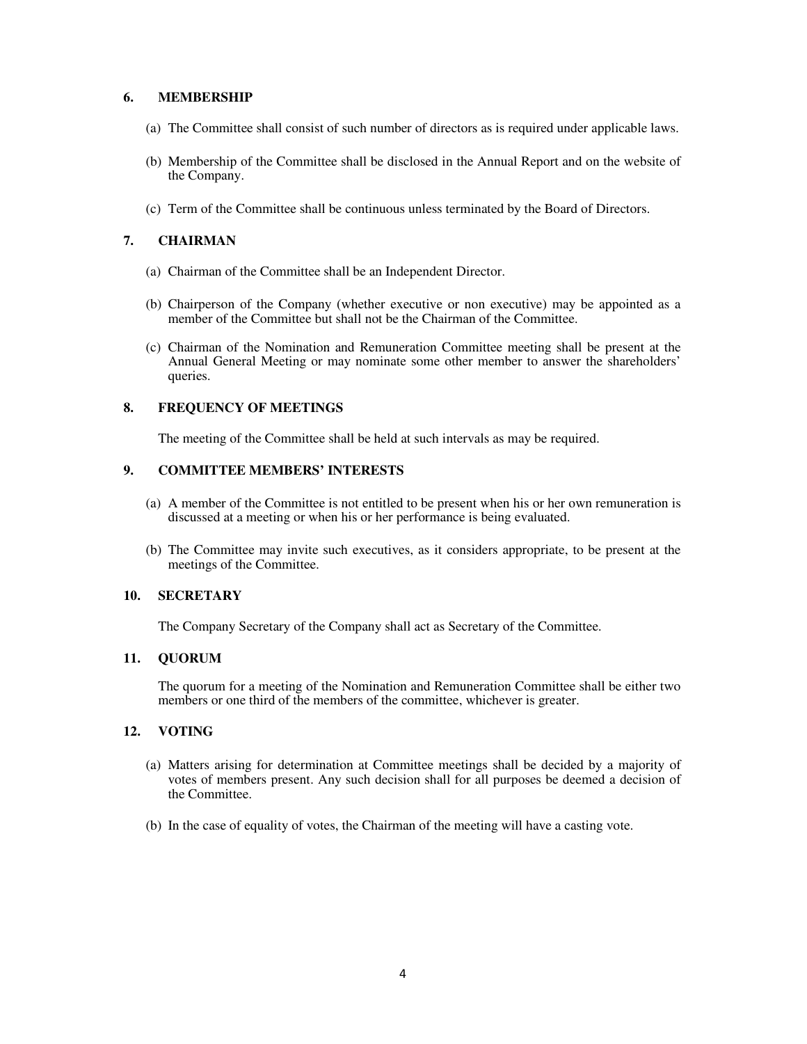## 6. MEMBERSHIP

(a) The Committee shall consist of such number of directors as is required under applicable laws.

(b) Membership of the Committee shall be disclosed in the Annual Report and on the website of the Company.

(c) Term of the Committee shall be continuous unless terminated by the Board of Directors.

## 7. CHAIRMAN

(a) Chairman of the Committee shall be an Independent Director.

(b) Chairperson of the Company (whether executive or non executive) may be appointed as a member of the Committee but shall not be the Chairman of the Committee.

(c) Chairman of the Nomination and Remuneration Committee meeting shall be present at the Annual General Meeting or may nominate some other member to answer the shareholders' queries.

## 8. FREQUENCY OF MEETINGS

The meeting of the Committee shall be held at such intervals as may be required.

## 9. COMMITTEE MEMBERS' INTERESTS

(a) A member of the Committee is not entitled to be present when his or her own remuneration is discussed at a meeting or when his or her performance is being evaluated.

(b) The Committee may invite such executives, as it considers appropriate, to be present at the meetings of the Committee.

## 10. SECRETARY

The Company Secretary of the Company shall act as Secretary of the Committee.

## 11. QUORUM

The quorum for a meeting of the Nomination and Remuneration Committee shall be either two members or one third of the members of the committee, whichever is greater.

## 12. VOTING

(a) Matters arising for determination at Committee meetings shall be decided by a majority of votes of members present. Any such decision shall for all purposes be deemed a decision of the Committee.

(b) In the case of equality of votes, the Chairman of the meeting will have a casting vote.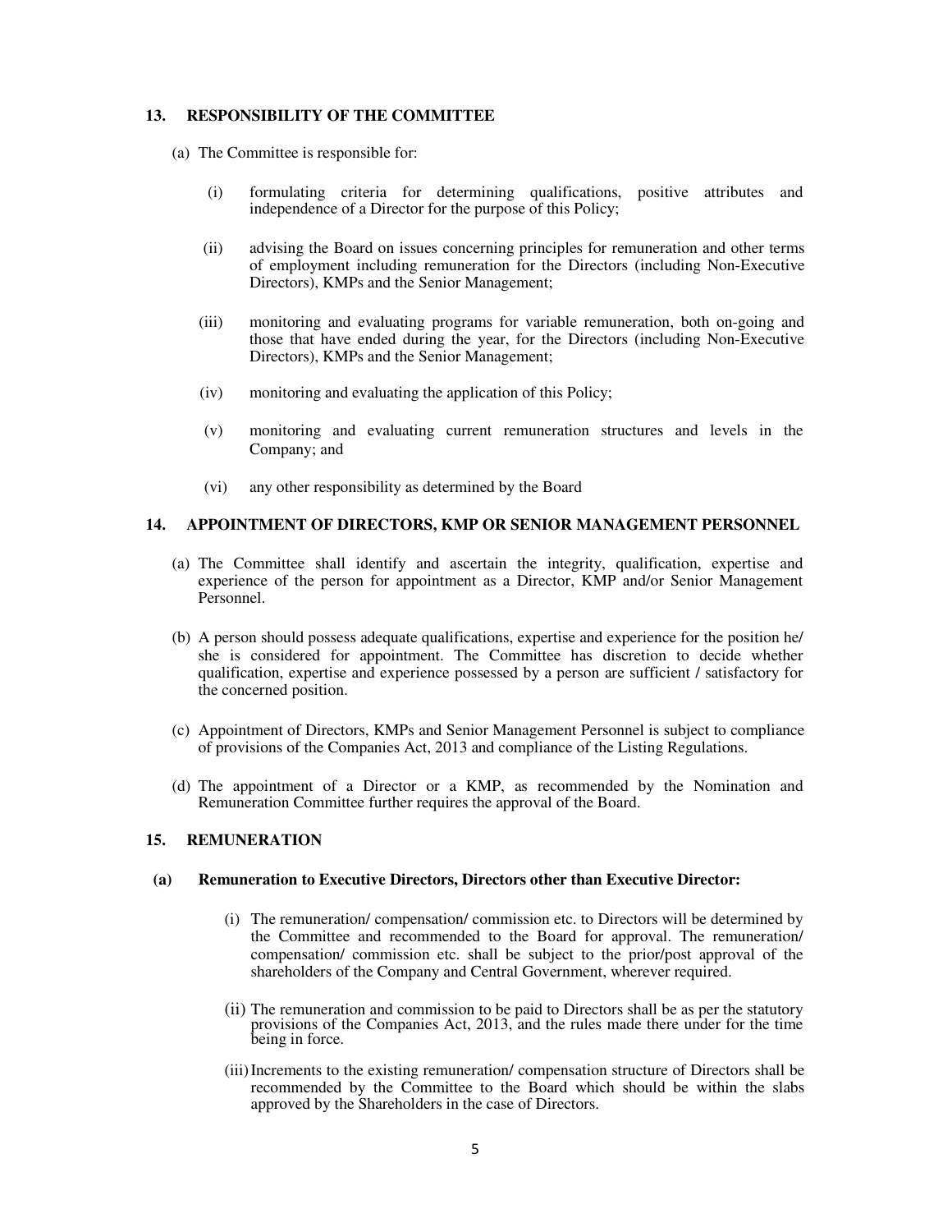## 13. RESPONSIBILITY OF THE COMMITTEE

(a) The Committee is responsible for:

(i) formulating criteria for determining qualifications, positive attributes and independence of a Director for the purpose of this Policy;

(ii) advising the Board on issues concerning principles for remuneration and other terms of employment including remuneration for the Directors (including Non-Executive Directors), KMPs and the Senior Management;

(iii) monitoring and evaluating programs for variable remuneration, both on-going and those that have ended during the year, for the Directors (including Non-Executive Directors), KMPs and the Senior Management;

(iv) monitoring and evaluating the application of this Policy;

(v) monitoring and evaluating current remuneration structures and levels in the Company; and

(vi) any other responsibility as determined by the Board

## 14. APPOINTMENT OF DIRECTORS, KMP OR SENIOR MANAGEMENT PERSONNEL

(a) The Committee shall identify and ascertain the integrity, qualification, expertise and experience of the person for appointment as a Director, KMP and/or Senior Management Personnel.

(b) A person should possess adequate qualifications, expertise and experience for the position he/ she is considered for appointment. The Committee has discretion to decide whether qualification, expertise and experience possessed by a person are sufficient / satisfactory for the concerned position.

(c) Appointment of Directors, KMPs and Senior Management Personnel is subject to compliance of provisions of the Companies Act, 2013 and compliance of the Listing Regulations.

(d) The appointment of a Director or a KMP, as recommended by the Nomination and Remuneration Committee further requires the approval of the Board.

## 15. REMUNERATION

**(a) Remuneration to Executive Directors, Directors other than Executive Director:**

(i) The remuneration/ compensation/ commission etc. to Directors will be determined by the Committee and recommended to the Board for approval. The remuneration/ compensation/ commission etc. shall be subject to the prior/post approval of the shareholders of the Company and Central Government, wherever required.

(ii) The remuneration and commission to be paid to Directors shall be as per the statutory provisions of the Companies Act, 2013, and the rules made there under for the time being in force.

(iii) Increments to the existing remuneration/ compensation structure of Directors shall be recommended by the Committee to the Board which should be within the slabs approved by the Shareholders in the case of Directors.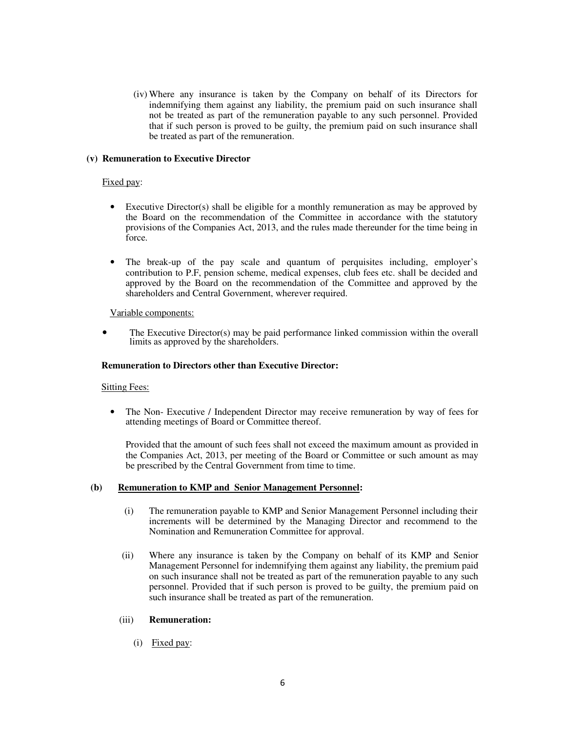(iv) Where any insurance is taken by the Company on behalf of its Directors for indemnifying them against any liability, the premium paid on such insurance shall not be treated as part of the remuneration payable to any such personnel. Provided that if such person is proved to be guilty, the premium paid on such insurance shall be treated as part of the remuneration.

**(v) Remuneration to Executive Director**

Fixed pay:

- Executive Director(s) shall be eligible for a monthly remuneration as may be approved by the Board on the recommendation of the Committee in accordance with the statutory provisions of the Companies Act, 2013, and the rules made thereunder for the time being in force.

- The break-up of the pay scale and quantum of perquisites including, employer's contribution to P.F, pension scheme, medical expenses, club fees etc. shall be decided and approved by the Board on the recommendation of the Committee and approved by the shareholders and Central Government, wherever required.

Variable components:

- The Executive Director(s) may be paid performance linked commission within the overall limits as approved by the shareholders.

**Remuneration to Directors other than Executive Director:**

Sitting Fees:

- The Non- Executive / Independent Director may receive remuneration by way of fees for attending meetings of Board or Committee thereof.

  Provided that the amount of such fees shall not exceed the maximum amount as provided in the Companies Act, 2013, per meeting of the Board or Committee or such amount as may be prescribed by the Central Government from time to time.

**(b) Remuneration to KMP and Senior Management Personnel:**

(i) The remuneration payable to KMP and Senior Management Personnel including their increments will be determined by the Managing Director and recommend to the Nomination and Remuneration Committee for approval.

(ii) Where any insurance is taken by the Company on behalf of its KMP and Senior Management Personnel for indemnifying them against any liability, the premium paid on such insurance shall not be treated as part of the remuneration payable to any such personnel. Provided that if such person is proved to be guilty, the premium paid on such insurance shall be treated as part of the remuneration.

(iii) **Remuneration:**

(i) Fixed pay: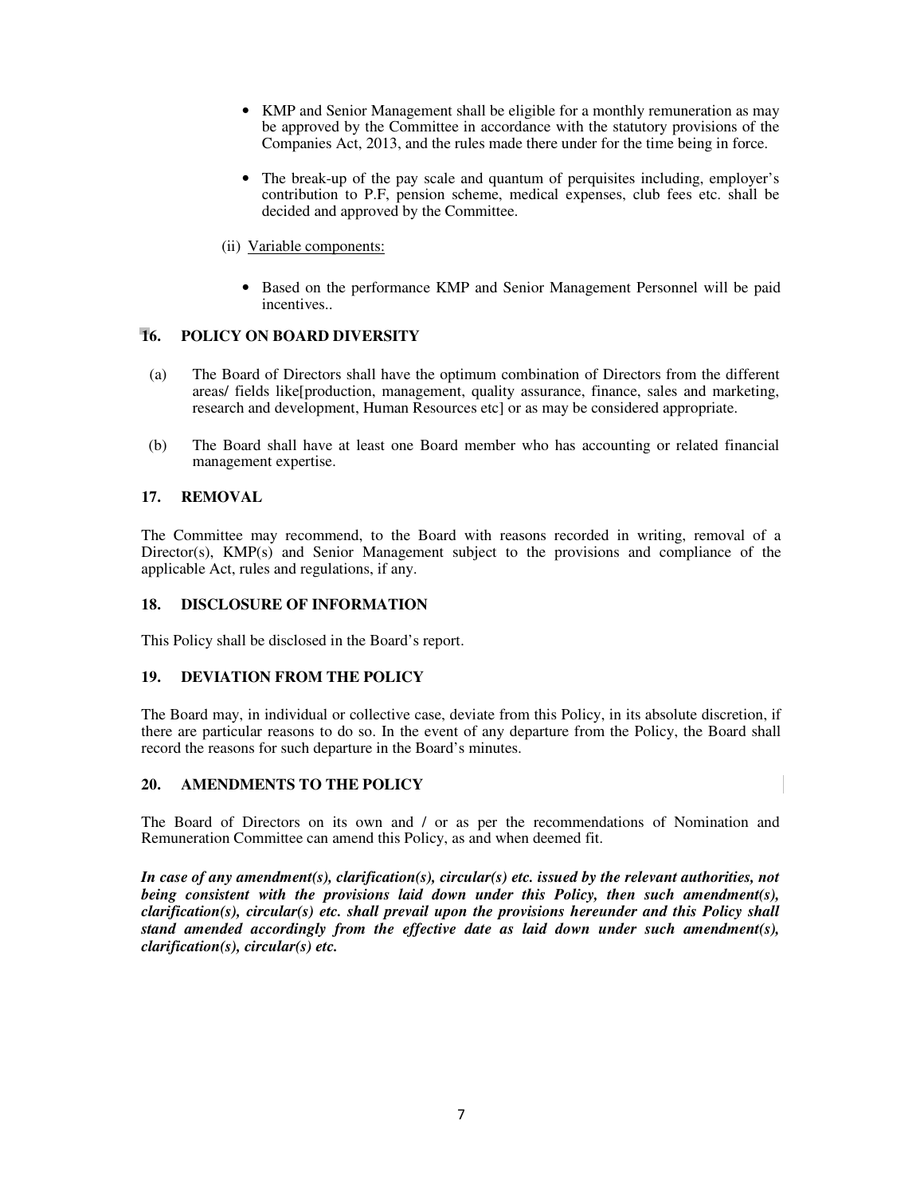- KMP and Senior Management shall be eligible for a monthly remuneration as may be approved by the Committee in accordance with the statutory provisions of the Companies Act, 2013, and the rules made there under for the time being in force.

- The break-up of the pay scale and quantum of perquisites including, employer's contribution to P.F, pension scheme, medical expenses, club fees etc. shall be decided and approved by the Committee.

(ii) Variable components:

- Based on the performance KMP and Senior Management Personnel will be paid incentives..

## 16. POLICY ON BOARD DIVERSITY

(a) The Board of Directors shall have the optimum combination of Directors from the different areas/ fields like[production, management, quality assurance, finance, sales and marketing, research and development, Human Resources etc] or as may be considered appropriate.

(b) The Board shall have at least one Board member who has accounting or related financial management expertise.

## 17. REMOVAL

The Committee may recommend, to the Board with reasons recorded in writing, removal of a Director(s), KMP(s) and Senior Management subject to the provisions and compliance of the applicable Act, rules and regulations, if any.

## 18. DISCLOSURE OF INFORMATION

This Policy shall be disclosed in the Board's report.

## 19. DEVIATION FROM THE POLICY

The Board may, in individual or collective case, deviate from this Policy, in its absolute discretion, if there are particular reasons to do so. In the event of any departure from the Policy, the Board shall record the reasons for such departure in the Board's minutes.

## 20. AMENDMENTS TO THE POLICY

The Board of Directors on its own and / or as per the recommendations of Nomination and Remuneration Committee can amend this Policy, as and when deemed fit.

***In case of any amendment(s), clarification(s), circular(s) etc. issued by the relevant authorities, not being consistent with the provisions laid down under this Policy, then such amendment(s), clarification(s), circular(s) etc. shall prevail upon the provisions hereunder and this Policy shall stand amended accordingly from the effective date as laid down under such amendment(s), clarification(s), circular(s) etc.***